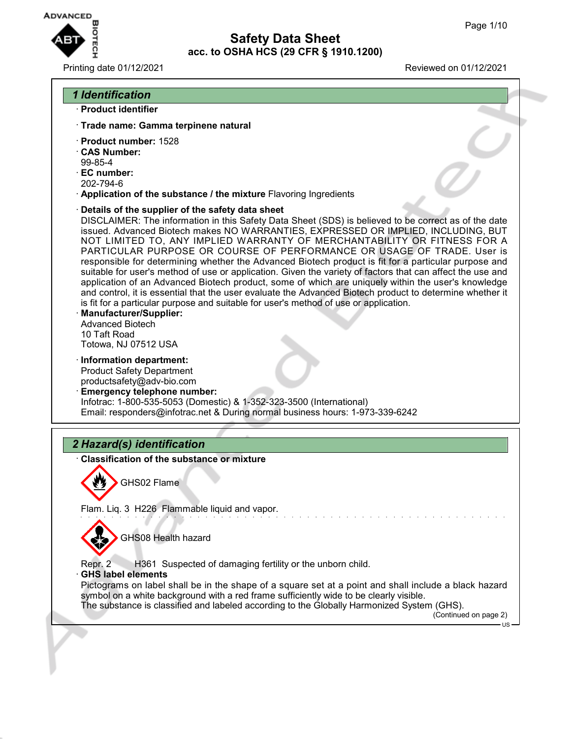# Safety Data Sheet

## acc. to OSHA HCS (29 CFR § 1910.1200)

Printing date 01/12/2021 Reviewed on 01/12/2021

## 1 Identification

· **Product identifier**

· **Trade name: Gamma terpinene natural**

· **Product number:** 1528
· **CAS Number:**
99-85-4
· **EC number:**
202-794-6
· **Application of the substance / the mixture** Flavoring Ingredients

· **Details of the supplier of the safety data sheet**
DISCLAIMER: The information in this Safety Data Sheet (SDS) is believed to be correct as of the date issued. Advanced Biotech makes NO WARRANTIES, EXPRESSED OR IMPLIED, INCLUDING, BUT NOT LIMITED TO, ANY IMPLIED WARRANTY OF MERCHANTABILITY OR FITNESS FOR A PARTICULAR PURPOSE OR COURSE OF PERFORMANCE OR USAGE OF TRADE. User is responsible for determining whether the Advanced Biotech product is fit for a particular purpose and suitable for user's method of use or application. Given the variety of factors that can affect the use and application of an Advanced Biotech product, some of which are uniquely within the user's knowledge and control, it is essential that the user evaluate the Advanced Biotech product to determine whether it is fit for a particular purpose and suitable for user's method of use or application.
· **Manufacturer/Supplier:**
Advanced Biotech
10 Taft Road
Totowa, NJ 07512 USA

· **Information department:**
Product Safety Department
productsafety@adv-bio.com
· **Emergency telephone number:**
Infotrac: 1-800-535-5053 (Domestic) & 1-352-323-3500 (International)
Email: responders@infotrac.net & During normal business hours: 1-973-339-6242

## 2 Hazard(s) identification

· **Classification of the substance or mixture**

GHS02 Flame

Flam. Liq. 3 H226 Flammable liquid and vapor.

GHS08 Health hazard

Repr. 2 H361 Suspected of damaging fertility or the unborn child.
· **GHS label elements**
Pictograms on label shall be in the shape of a square set at a point and shall include a black hazard symbol on a white background with a red frame sufficiently wide to be clearly visible.
The substance is classified and labeled according to the Globally Harmonized System (GHS).

(Continued on page 2)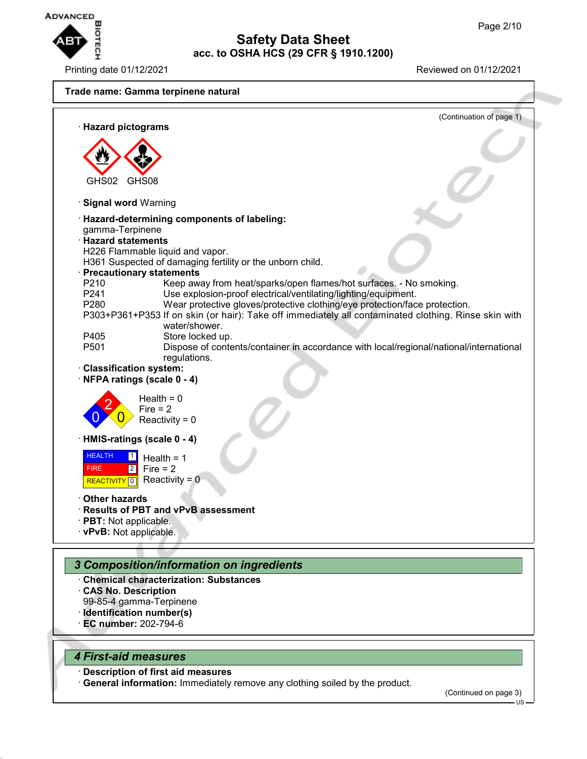Trade name: Gamma terpinene natural

(Continuation of page 1)

· **Hazard pictograms**

GHS02 GHS08

· **Signal word** Warning

· **Hazard-determining components of labeling:**
gamma-Terpinene

· **Hazard statements**
H226 Flammable liquid and vapor.
H361 Suspected of damaging fertility or the unborn child.

· **Precautionary statements**

| | |
|---|---|
| P210 | Keep away from heat/sparks/open flames/hot surfaces. - No smoking. |
| P241 | Use explosion-proof electrical/ventilating/lighting/equipment. |
| P280 | Wear protective gloves/protective clothing/eye protection/face protection. |
| P303+P361+P353 | If on skin (or hair): Take off immediately all contaminated clothing. Rinse skin with water/shower. |
| P405 | Store locked up. |
| P501 | Dispose of contents/container in accordance with local/regional/national/international regulations. |

· **Classification system:**

· **NFPA ratings (scale 0 - 4)**

Health = 0
Fire = 2
Reactivity = 0

· **HMIS-ratings (scale 0 - 4)**

| | | |
|---|---|---|
| HEALTH | 1 | Health = 1 |
| FIRE | 2 | Fire = 2 |
| REACTIVITY | 0 | Reactivity = 0 |

· **Other hazards**

· **Results of PBT and vPvB assessment**

· **PBT:** Not applicable.

· **vPvB:** Not applicable.

## 3 Composition/information on ingredients

· **Chemical characterization: Substances**

· **CAS No. Description**
99-85-4 gamma-Terpinene

· **Identification number(s)**

· **EC number:** 202-794-6

## 4 First-aid measures

· **Description of first aid measures**

· **General information:** Immediately remove any clothing soiled by the product.

(Continued on page 3)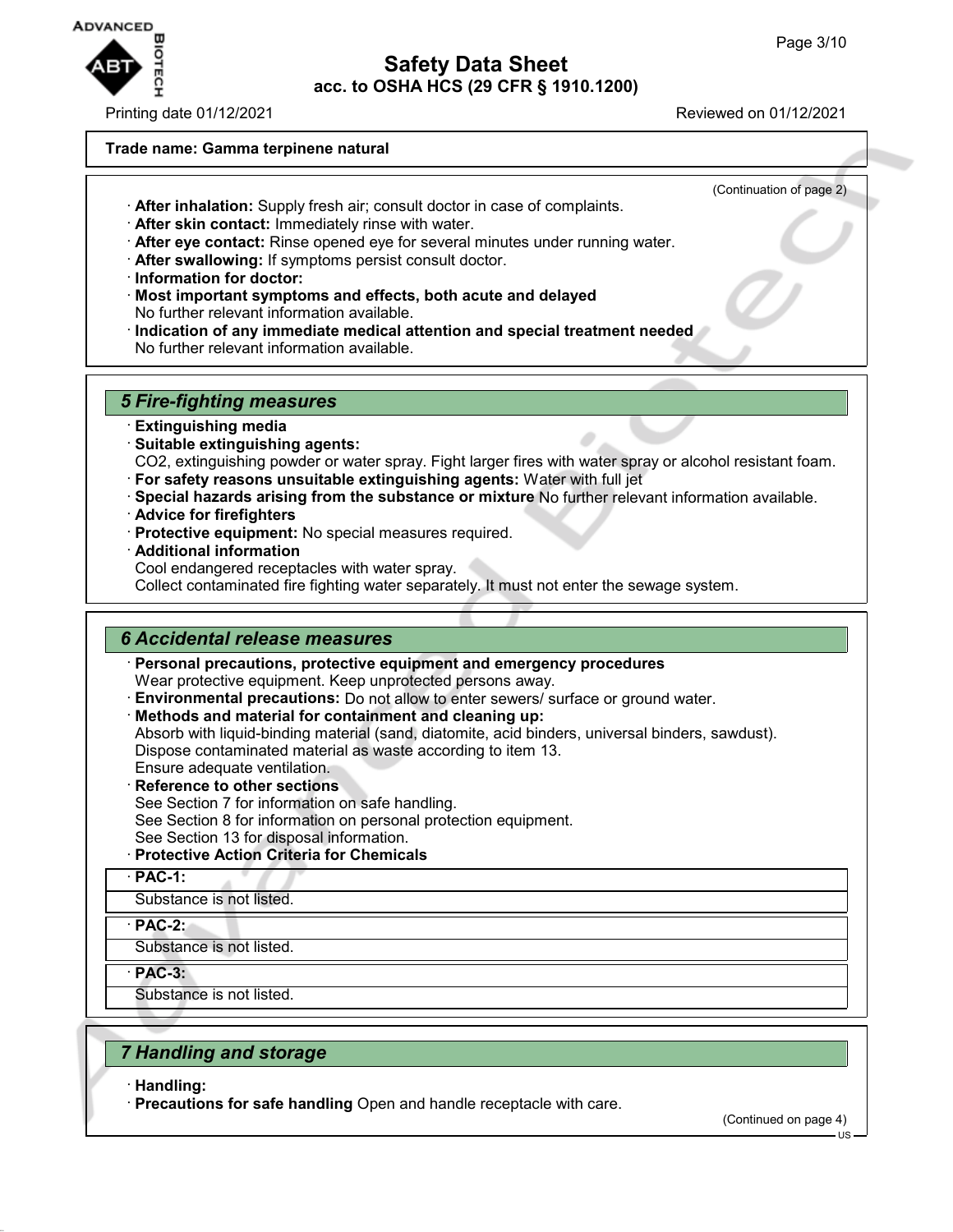**Trade name: Gamma terpinene natural**

(Continuation of page 2)

- · **After inhalation:** Supply fresh air; consult doctor in case of complaints.
- · **After skin contact:** Immediately rinse with water.
- · **After eye contact:** Rinse opened eye for several minutes under running water.
- · **After swallowing:** If symptoms persist consult doctor.
- · **Information for doctor:**
- · **Most important symptoms and effects, both acute and delayed**
  No further relevant information available.
- · **Indication of any immediate medical attention and special treatment needed**
  No further relevant information available.

## 5 Fire-fighting measures

- · **Extinguishing media**
- · **Suitable extinguishing agents:**
  $CO_2$, extinguishing powder or water spray. Fight larger fires with water spray or alcohol resistant foam.
- · **For safety reasons unsuitable extinguishing agents:** Water with full jet
- · **Special hazards arising from the substance or mixture** No further relevant information available.
- · **Advice for firefighters**
- · **Protective equipment:** No special measures required.
- · **Additional information**
  Cool endangered receptacles with water spray.
  Collect contaminated fire fighting water separately. It must not enter the sewage system.

## 6 Accidental release measures

- · **Personal precautions, protective equipment and emergency procedures**
  Wear protective equipment. Keep unprotected persons away.
- · **Environmental precautions:** Do not allow to enter sewers/ surface or ground water.
- · **Methods and material for containment and cleaning up:**
  Absorb with liquid-binding material (sand, diatomite, acid binders, universal binders, sawdust).
  Dispose contaminated material as waste according to item 13.
  Ensure adequate ventilation.
- · **Reference to other sections**
  See Section 7 for information on safe handling.
  See Section 8 for information on personal protection equipment.
  See Section 13 for disposal information.
- · **Protective Action Criteria for Chemicals**

| · **PAC-1:** |
|---|
| Substance is not listed. |

| · **PAC-2:** |
|---|
| Substance is not listed. |

| · **PAC-3:** |
|---|
| Substance is not listed. |

## 7 Handling and storage

- · **Handling:**
- · **Precautions for safe handling** Open and handle receptacle with care.

(Continued on page 4)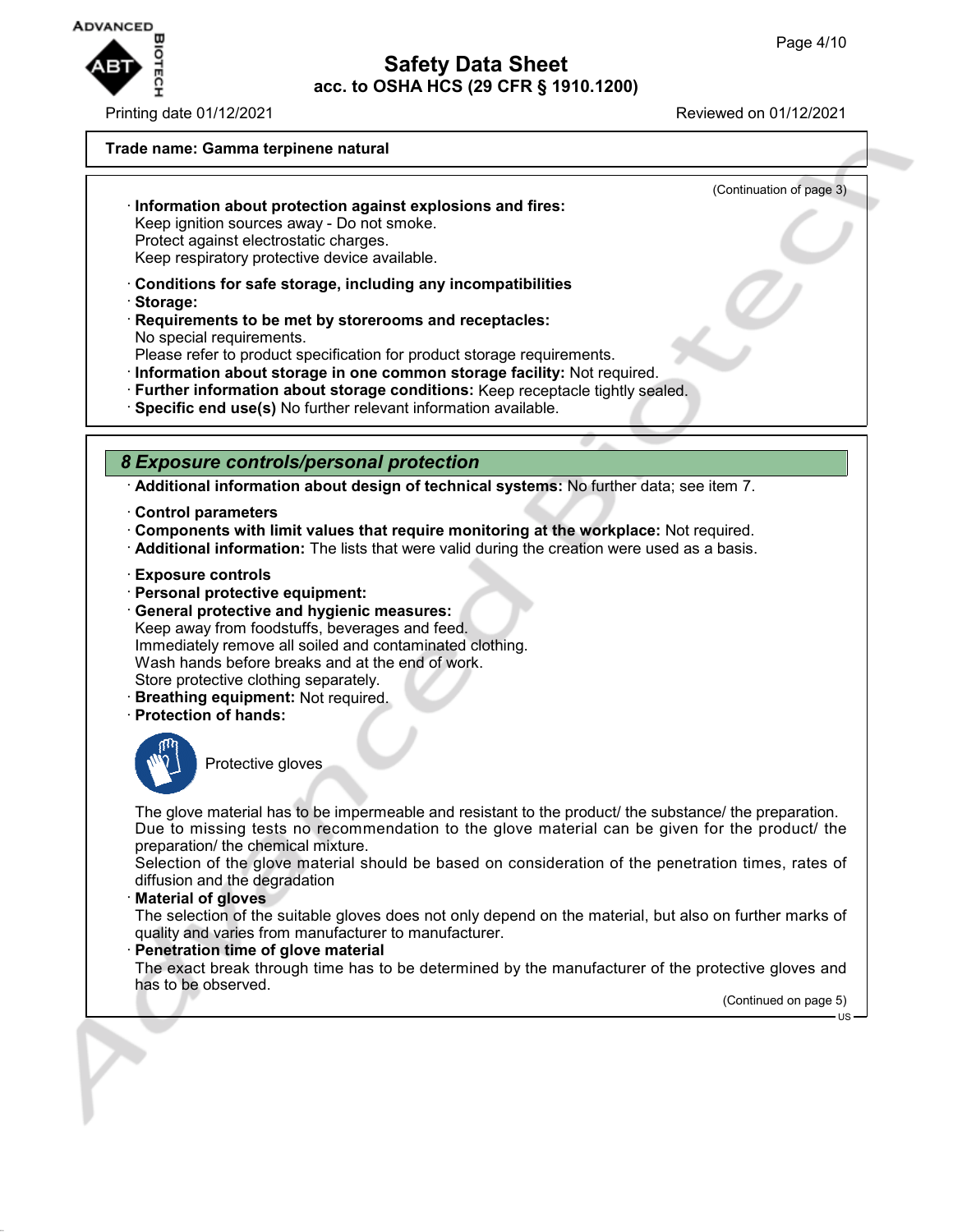**Trade name: Gamma terpinene natural**

(Continuation of page 3)

· **Information about protection against explosions and fires:**
Keep ignition sources away - Do not smoke.
Protect against electrostatic charges.
Keep respiratory protective device available.

· **Conditions for safe storage, including any incompatibilities**
· **Storage:**
· **Requirements to be met by storerooms and receptacles:**
No special requirements.
Please refer to product specification for product storage requirements.
· **Information about storage in one common storage facility:** Not required.
· **Further information about storage conditions:** Keep receptacle tightly sealed.
· **Specific end use(s)** No further relevant information available.

## *8 Exposure controls/personal protection*

· **Additional information about design of technical systems:** No further data; see item 7.

· **Control parameters**
· **Components with limit values that require monitoring at the workplace:** Not required.
· **Additional information:** The lists that were valid during the creation were used as a basis.

· **Exposure controls**
· **Personal protective equipment:**
· **General protective and hygienic measures:**
Keep away from foodstuffs, beverages and feed.
Immediately remove all soiled and contaminated clothing.
Wash hands before breaks and at the end of work.
Store protective clothing separately.
· **Breathing equipment:** Not required.
· **Protection of hands:**

Protective gloves

The glove material has to be impermeable and resistant to the product/ the substance/ the preparation.
Due to missing tests no recommendation to the glove material can be given for the product/ the preparation/ the chemical mixture.
Selection of the glove material should be based on consideration of the penetration times, rates of diffusion and the degradation
· **Material of gloves**
The selection of the suitable gloves does not only depend on the material, but also on further marks of quality and varies from manufacturer to manufacturer.
· **Penetration time of glove material**
The exact break through time has to be determined by the manufacturer of the protective gloves and has to be observed.

(Continued on page 5)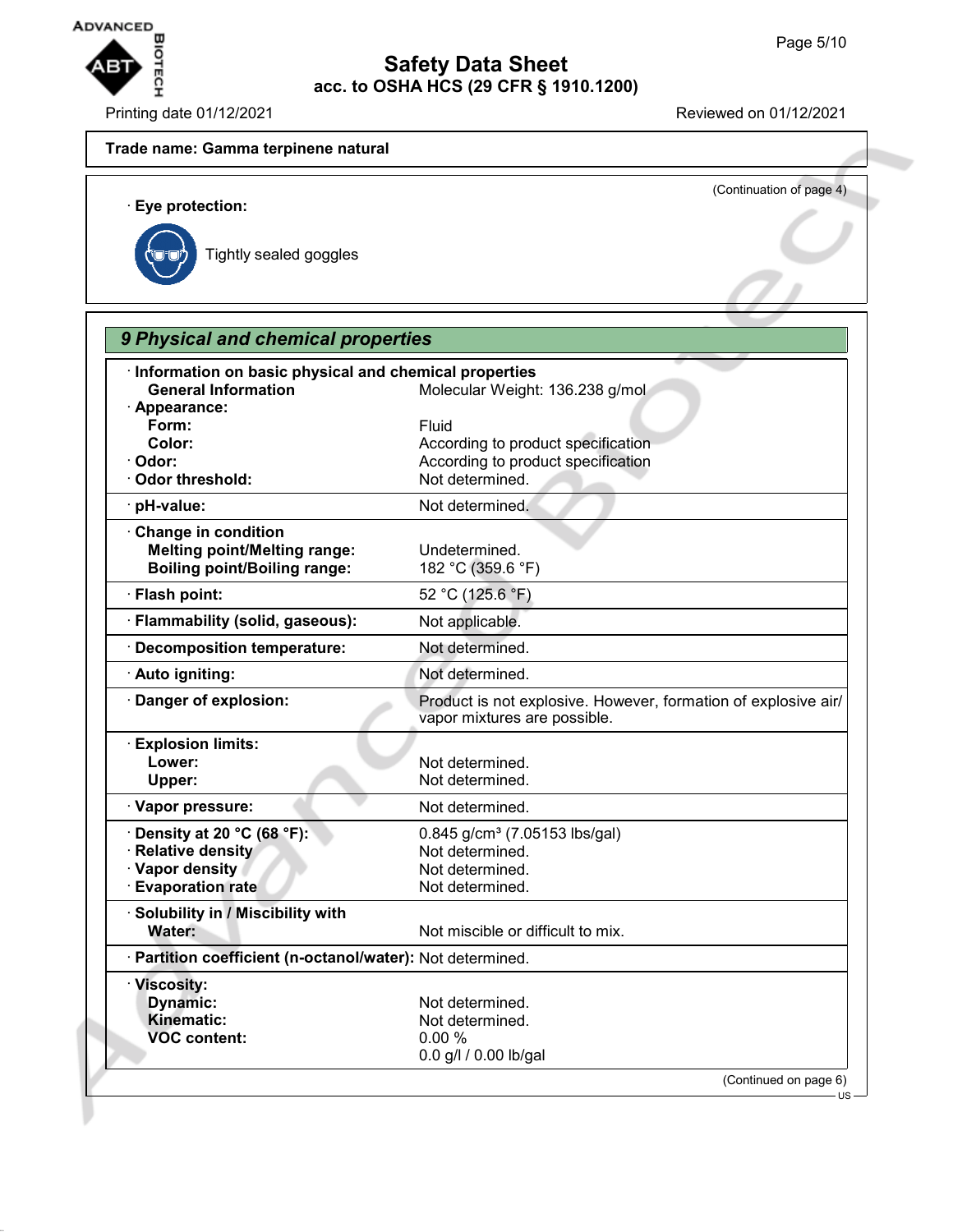**Trade name: Gamma terpinene natural**

(Continuation of page 4)

· **Eye protection:**

Tightly sealed goggles

## 9 Physical and chemical properties

| | |
|---|---|
| · **Information on basic physical and chemical properties** | |
| **General Information** | Molecular Weight: 136.238 g/mol |
| · **Appearance:** | |
| **Form:** | Fluid |
| **Color:** | According to product specification |
| · **Odor:** | According to product specification |
| · **Odor threshold:** | Not determined. |
| · **pH-value:** | Not determined. |
| · **Change in condition** | |
| **Melting point/Melting range:** | Undetermined. |
| **Boiling point/Boiling range:** | 182 °C (359.6 °F) |
| · **Flash point:** | 52 °C (125.6 °F) |
| · **Flammability (solid, gaseous):** | Not applicable. |
| · **Decomposition temperature:** | Not determined. |
| · **Auto igniting:** | Not determined. |
| · **Danger of explosion:** | Product is not explosive. However, formation of explosive air/ vapor mixtures are possible. |
| · **Explosion limits:** | |
| **Lower:** | Not determined. |
| **Upper:** | Not determined. |
| · **Vapor pressure:** | Not determined. |
| · **Density at 20 °C (68 °F):** | 0.845 g/cm³ (7.05153 lbs/gal) |
| · **Relative density** | Not determined. |
| · **Vapor density** | Not determined. |
| · **Evaporation rate** | Not determined. |
| · **Solubility in / Miscibility with** | |
| **Water:** | Not miscible or difficult to mix. |
| · **Partition coefficient (n-octanol/water):** | Not determined. |
| · **Viscosity:** | |
| **Dynamic:** | Not determined. |
| **Kinematic:** | Not determined. |
| **VOC content:** | 0.00 % |
| | 0.0 g/l / 0.00 lb/gal |

(Continued on page 6)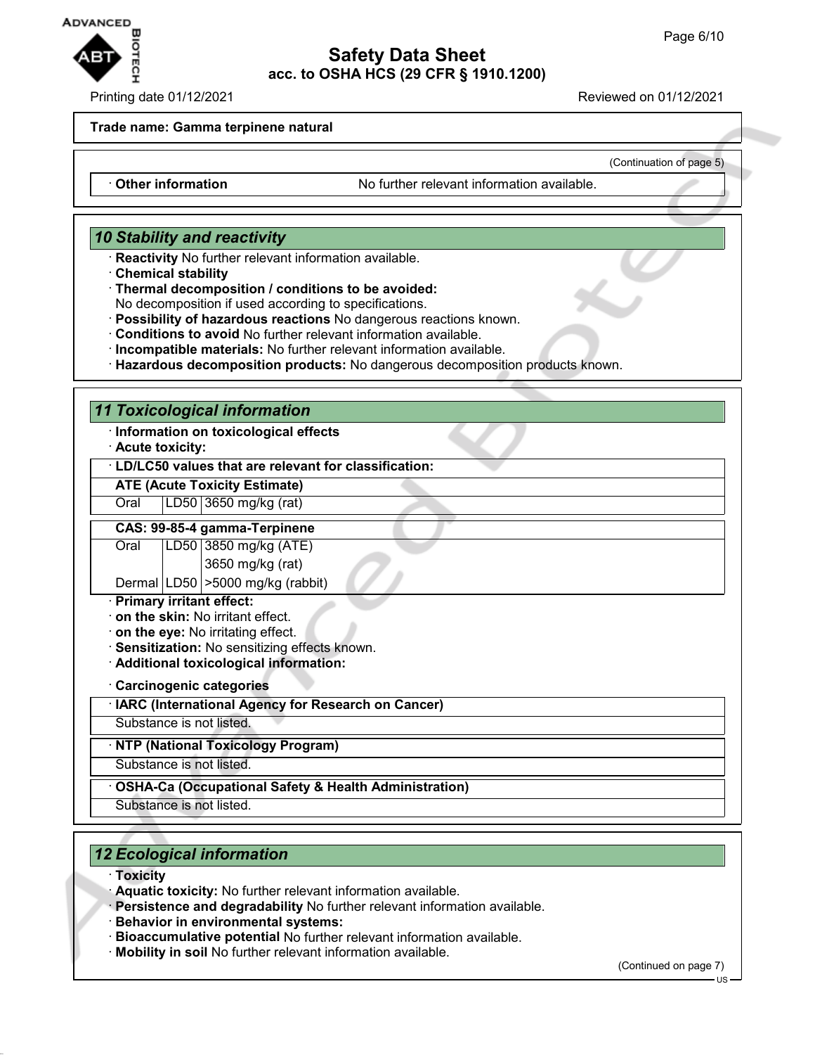**Trade name: Gamma terpinene natural**

(Continuation of page 5)

| · **Other information** | No further relevant information available. |
|---|---|

## 10 Stability and reactivity

· **Reactivity** No further relevant information available.
· **Chemical stability**
· **Thermal decomposition / conditions to be avoided:**
No decomposition if used according to specifications.
· **Possibility of hazardous reactions** No dangerous reactions known.
· **Conditions to avoid** No further relevant information available.
· **Incompatible materials:** No further relevant information available.
· **Hazardous decomposition products:** No dangerous decomposition products known.

## 11 Toxicological information

· **Information on toxicological effects**
· **Acute toxicity:**

· **LD/LC50 values that are relevant for classification:**

| **ATE (Acute Toxicity Estimate)** | | |
|---|---|---|
| Oral | LD50 | 3650 mg/kg (rat) |

| **CAS: 99-85-4 gamma-Terpinene** | | |
|---|---|---|
| Oral | LD50 | 3850 mg/kg (ATE) |
| | | 3650 mg/kg (rat) |
| Dermal | LD50 | >5000 mg/kg (rabbit) |

· **Primary irritant effect:**
· **on the skin:** No irritant effect.
· **on the eye:** No irritating effect.
· **Sensitization:** No sensitizing effects known.
· **Additional toxicological information:**

· **Carcinogenic categories**

| · **IARC (International Agency for Research on Cancer)** |
|---|
| Substance is not listed. |

| · **NTP (National Toxicology Program)** |
|---|
| Substance is not listed. |

| · **OSHA-Ca (Occupational Safety & Health Administration)** |
|---|
| Substance is not listed. |

## 12 Ecological information

· **Toxicity**
· **Aquatic toxicity:** No further relevant information available.
· **Persistence and degradability** No further relevant information available.
· **Behavior in environmental systems:**
· **Bioaccumulative potential** No further relevant information available.
· **Mobility in soil** No further relevant information available.

(Continued on page 7)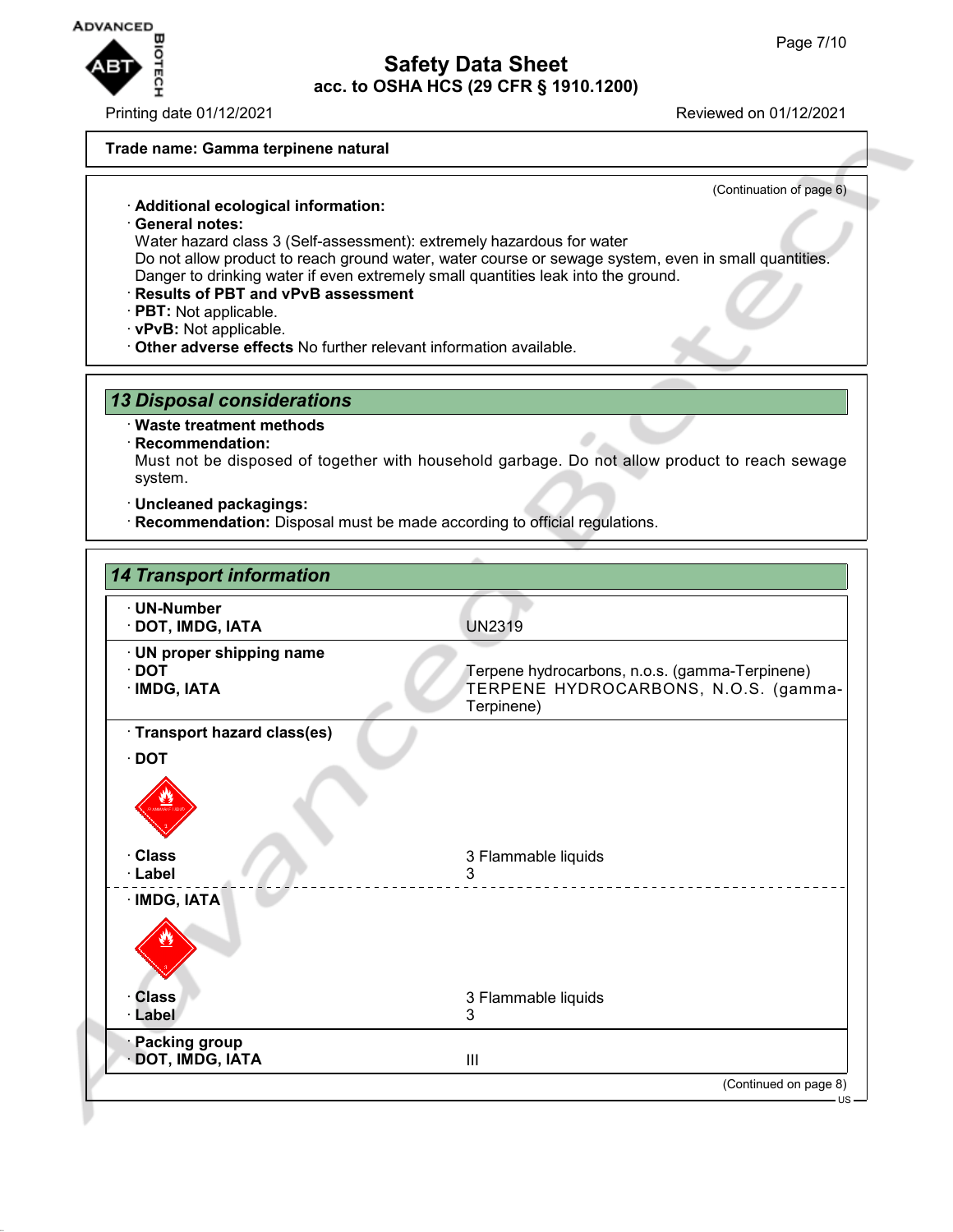Trade name: Gamma terpinene natural

(Continuation of page 6)

· **Additional ecological information:**
· **General notes:**
Water hazard class 3 (Self-assessment): extremely hazardous for water
Do not allow product to reach ground water, water course or sewage system, even in small quantities.
Danger to drinking water if even extremely small quantities leak into the ground.
· **Results of PBT and vPvB assessment**
· **PBT:** Not applicable.
· **vPvB:** Not applicable.
· **Other adverse effects** No further relevant information available.

## 13 Disposal considerations

· **Waste treatment methods**
· **Recommendation:**
Must not be disposed of together with household garbage. Do not allow product to reach sewage system.

· **Uncleaned packagings:**
· **Recommendation:** Disposal must be made according to official regulations.

## 14 Transport information

| | |
|---|---|
| · **UN-Number**<br>· **DOT, IMDG, IATA** | UN2319 |
| · **UN proper shipping name**<br>· **DOT**<br>· **IMDG, IATA** | <br>Terpene hydrocarbons, n.o.s. (gamma-Terpinene)<br>TERPENE HYDROCARBONS, N.O.S. (gamma-Terpinene) |
| · **Transport hazard class(es)** | |
| · **DOT** | |
| · **Class**<br>· **Label** | 3 Flammable liquids<br>3 |
| · **IMDG, IATA** | |
| · **Class**<br>· **Label** | 3 Flammable liquids<br>3 |
| · **Packing group**<br>· **DOT, IMDG, IATA** | III |

(Continued on page 8)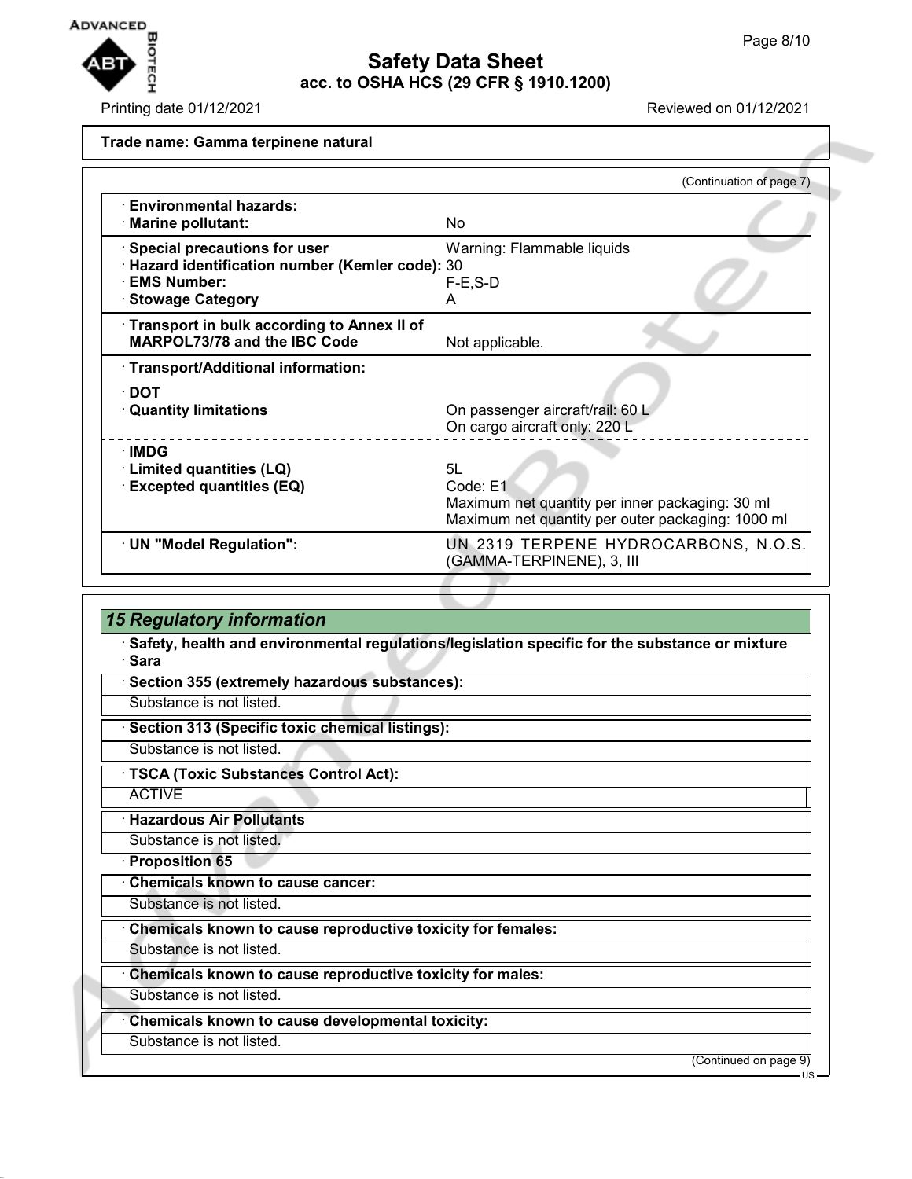**Trade name: Gamma terpinene natural**

(Continuation of page 7)

| | |
|---|---|
| · **Environmental hazards:** | |
| · **Marine pollutant:** | No |
| · **Special precautions for user** | Warning: Flammable liquids |
| · **Hazard identification number (Kemler code):** | 30 |
| · **EMS Number:** | F-E,S-D |
| · **Stowage Category** | A |
| · **Transport in bulk according to Annex II of MARPOL73/78 and the IBC Code** | Not applicable. |
| · **Transport/Additional information:** | |
| · **DOT** | |
| · **Quantity limitations** | On passenger aircraft/rail: 60 L<br>On cargo aircraft only: 220 L |
| · **IMDG** | |
| · **Limited quantities (LQ)** | 5L |
| · **Excepted quantities (EQ)** | Code: E1<br>Maximum net quantity per inner packaging: 30 ml<br>Maximum net quantity per outer packaging: 1000 ml |
| · **UN "Model Regulation":** | UN 2319 TERPENE HYDROCARBONS, N.O.S. (GAMMA-TERPINENE), 3, III |

## 15 Regulatory information

· **Safety, health and environmental regulations/legislation specific for the substance or mixture**

· **Sara**

· **Section 355 (extremely hazardous substances):**

Substance is not listed.

· **Section 313 (Specific toxic chemical listings):**

Substance is not listed.

· **TSCA (Toxic Substances Control Act):**

ACTIVE

· **Hazardous Air Pollutants**

Substance is not listed.

· **Proposition 65**

· **Chemicals known to cause cancer:**

Substance is not listed.

· **Chemicals known to cause reproductive toxicity for females:**

Substance is not listed.

· **Chemicals known to cause reproductive toxicity for males:**

Substance is not listed.

· **Chemicals known to cause developmental toxicity:**

Substance is not listed.

(Continued on page 9)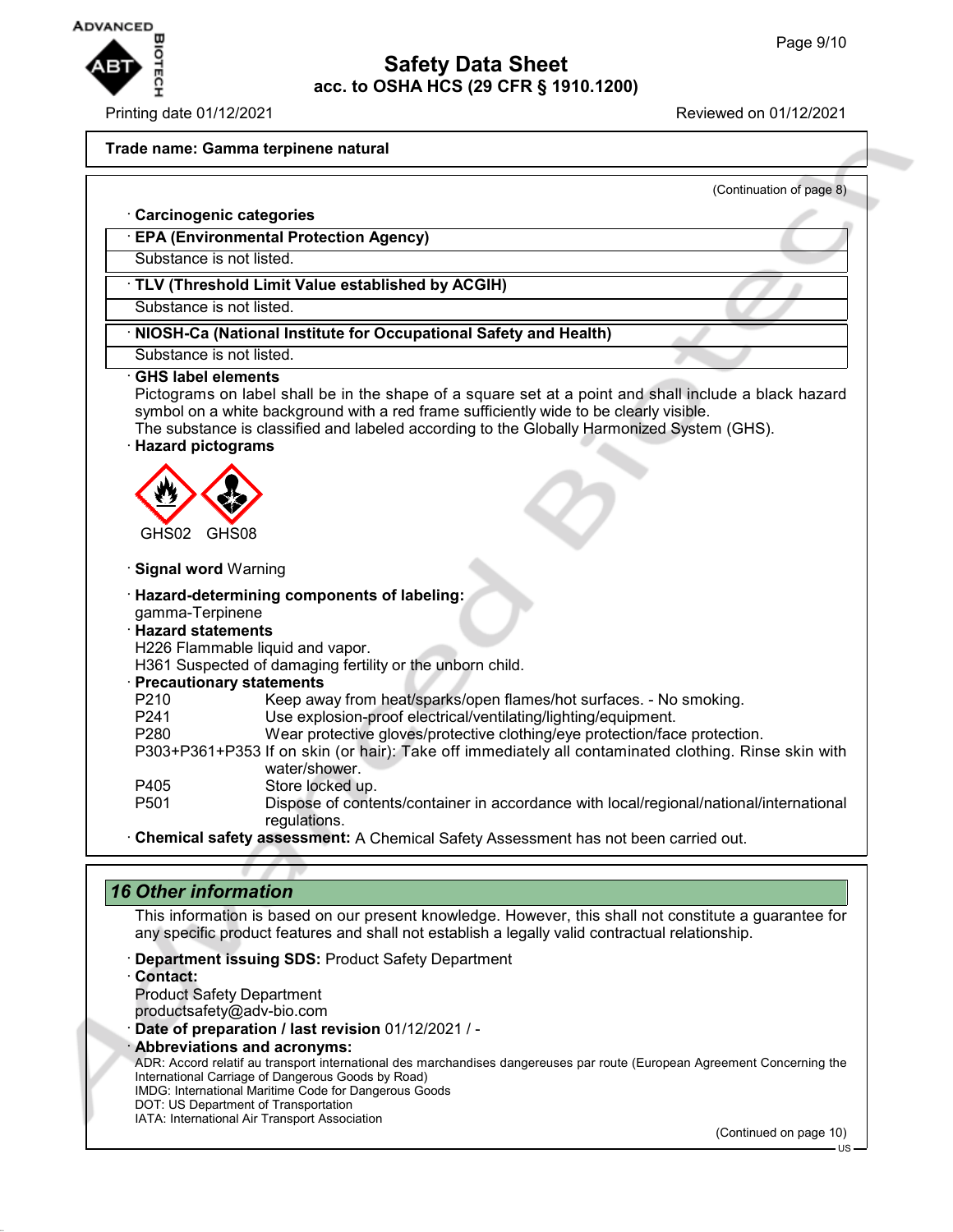Trade name: Gamma terpinene natural

(Continuation of page 8)

· **Carcinogenic categories**

| · **EPA (Environmental Protection Agency)** |
|---|
| Substance is not listed. |

| · **TLV (Threshold Limit Value established by ACGIH)** |
|---|
| Substance is not listed. |

| · **NIOSH-Ca (National Institute for Occupational Safety and Health)** |
|---|
| Substance is not listed. |

· **GHS label elements**
Pictograms on label shall be in the shape of a square set at a point and shall include a black hazard symbol on a white background with a red frame sufficiently wide to be clearly visible.
The substance is classified and labeled according to the Globally Harmonized System (GHS).

· **Hazard pictograms**

GHS02 GHS08

· **Signal word** Warning

· **Hazard-determining components of labeling:**
gamma-Terpinene

· **Hazard statements**
H226 Flammable liquid and vapor.
H361 Suspected of damaging fertility or the unborn child.

· **Precautionary statements**

| | |
|---|---|
| P210 | Keep away from heat/sparks/open flames/hot surfaces. - No smoking. |
| P241 | Use explosion-proof electrical/ventilating/lighting/equipment. |
| P280 | Wear protective gloves/protective clothing/eye protection/face protection. |
| P303+P361+P353 | If on skin (or hair): Take off immediately all contaminated clothing. Rinse skin with water/shower. |
| P405 | Store locked up. |
| P501 | Dispose of contents/container in accordance with local/regional/national/international regulations. |

· **Chemical safety assessment:** A Chemical Safety Assessment has not been carried out.

## *16 Other information*

This information is based on our present knowledge. However, this shall not constitute a guarantee for any specific product features and shall not establish a legally valid contractual relationship.

· **Department issuing SDS:** Product Safety Department

· **Contact:**
Product Safety Department
productsafety@adv-bio.com

· **Date of preparation / last revision** 01/12/2021 / -

· **Abbreviations and acronyms:**
ADR: Accord relatif au transport international des marchandises dangereuses par route (European Agreement Concerning the International Carriage of Dangerous Goods by Road)
IMDG: International Maritime Code for Dangerous Goods
DOT: US Department of Transportation
IATA: International Air Transport Association

(Continued on page 10)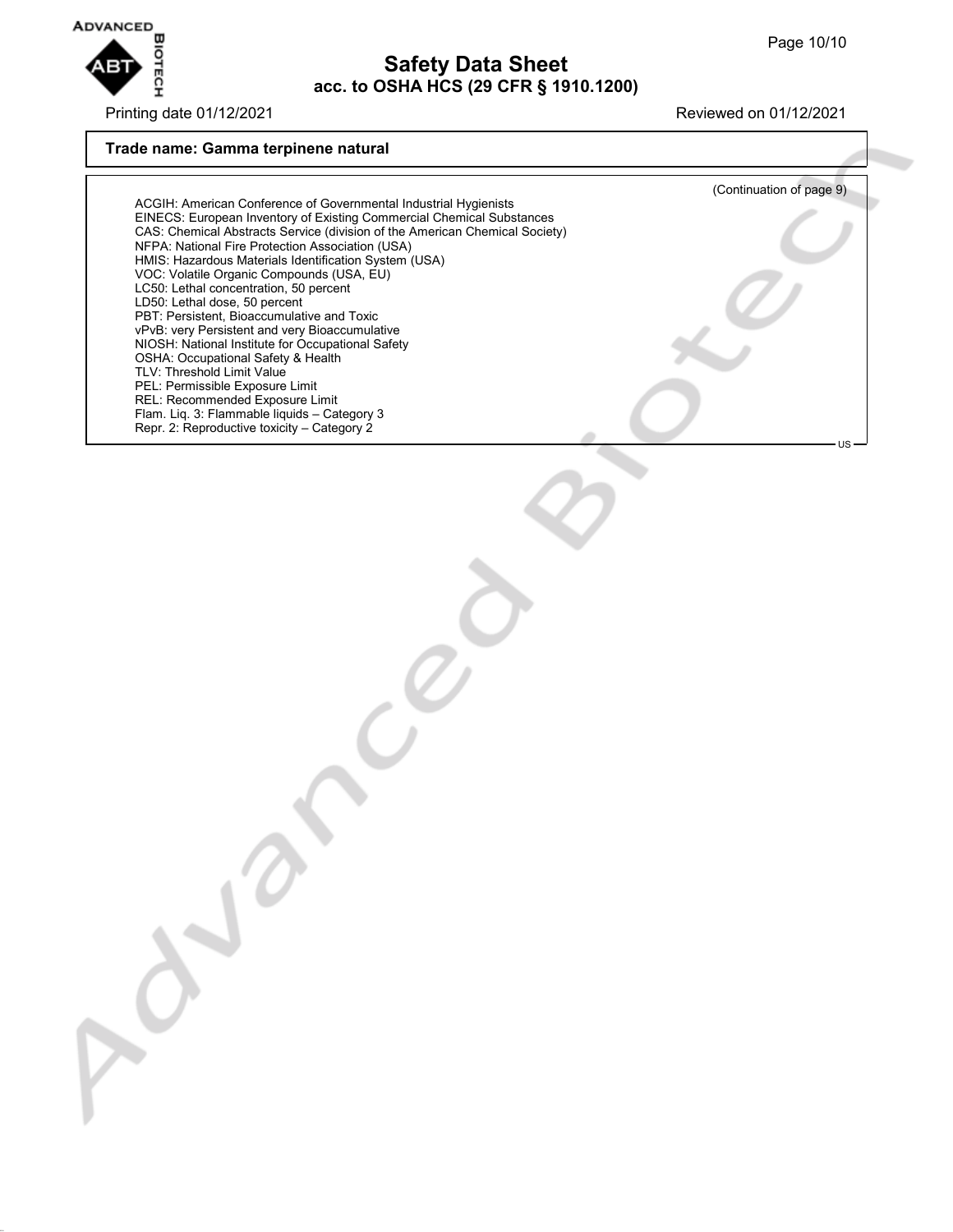**Trade name: Gamma terpinene natural**

(Continuation of page 9)

ACGIH: American Conference of Governmental Industrial Hygienists
EINECS: European Inventory of Existing Commercial Chemical Substances
CAS: Chemical Abstracts Service (division of the American Chemical Society)
NFPA: National Fire Protection Association (USA)
HMIS: Hazardous Materials Identification System (USA)
VOC: Volatile Organic Compounds (USA, EU)
LC50: Lethal concentration, 50 percent
LD50: Lethal dose, 50 percent
PBT: Persistent, Bioaccumulative and Toxic
vPvB: very Persistent and very Bioaccumulative
NIOSH: National Institute for Occupational Safety
OSHA: Occupational Safety & Health
TLV: Threshold Limit Value
PEL: Permissible Exposure Limit
REL: Recommended Exposure Limit
Flam. Liq. 3: Flammable liquids – Category 3
Repr. 2: Reproductive toxicity – Category 2

US